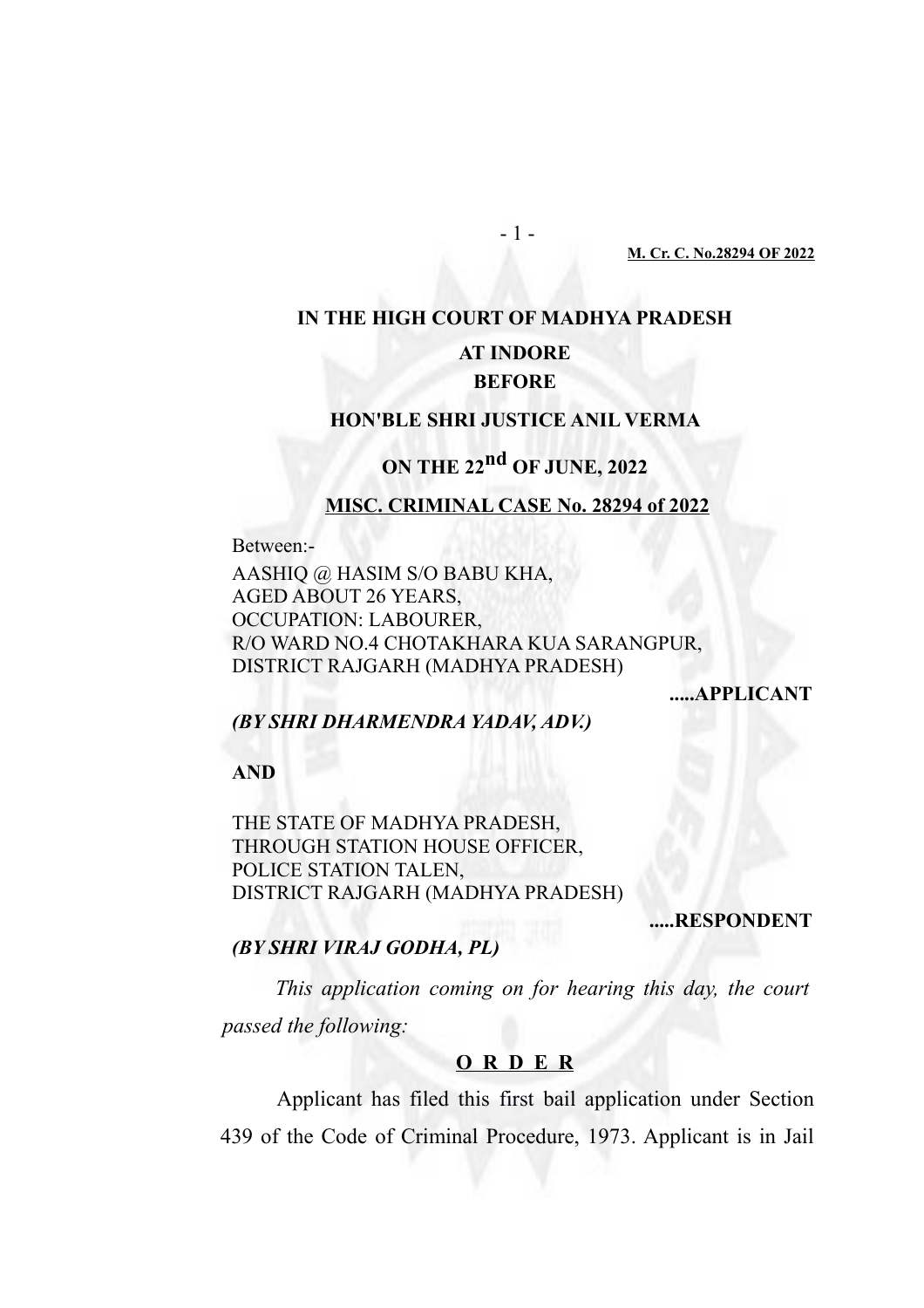**IN THE HIGH COURT OF MADHYA PRADESH**

**AT INDORE**

**BEFORE**

**HON'BLE SHRI JUSTICE ANIL VERMA**

**ON THE 22nd OF JUNE, 2022**

**MISC. CRIMINAL CASE No. 28294 of 2022**

Between:-

AASHIQ @ HASIM S/O BABU KHA,
AGED ABOUT 26 YEARS,
OCCUPATION: LABOURER,
R/O WARD NO.4 CHOTAKHARA KUA SARANGPUR,
DISTRICT RAJGARH (MADHYA PRADESH)

**.....APPLICANT**

***(BY SHRI DHARMENDRA YADAV, ADV.)***

**AND**

THE STATE OF MADHYA PRADESH,
THROUGH STATION HOUSE OFFICER,
POLICE STATION TALEN,
DISTRICT RAJGARH (MADHYA PRADESH)

**.....RESPONDENT**

***(BY SHRI VIRAJ GODHA, PL)***

*This application coming on for hearing this day, the court passed the following:*

**O R D E R**

Applicant has filed this first bail application under Section 439 of the Code of Criminal Procedure, 1973. Applicant is in Jail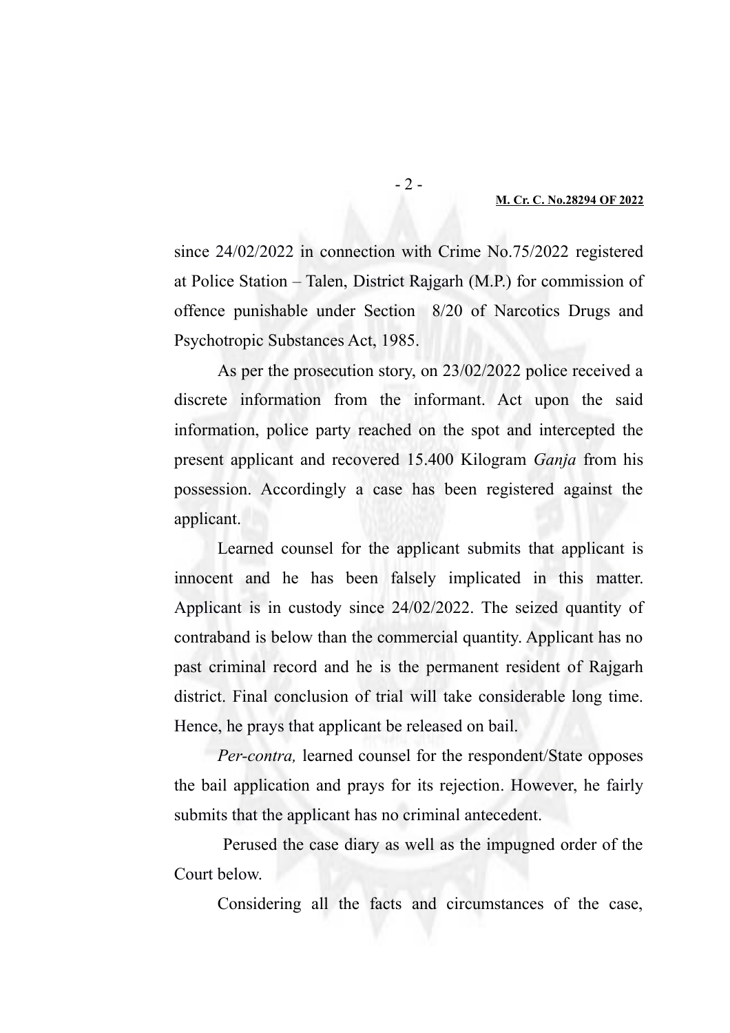since 24/02/2022 in connection with Crime No.75/2022 registered at Police Station – Talen, District Rajgarh (M.P.) for commission of offence punishable under Section 8/20 of Narcotics Drugs and Psychotropic Substances Act, 1985.

As per the prosecution story, on 23/02/2022 police received a discrete information from the informant. Act upon the said information, police party reached on the spot and intercepted the present applicant and recovered 15.400 Kilogram *Ganja* from his possession. Accordingly a case has been registered against the applicant.

Learned counsel for the applicant submits that applicant is innocent and he has been falsely implicated in this matter. Applicant is in custody since 24/02/2022. The seized quantity of contraband is below than the commercial quantity. Applicant has no past criminal record and he is the permanent resident of Rajgarh district. Final conclusion of trial will take considerable long time. Hence, he prays that applicant be released on bail.

*Per-contra,* learned counsel for the respondent/State opposes the bail application and prays for its rejection. However, he fairly submits that the applicant has no criminal antecedent.

Perused the case diary as well as the impugned order of the Court below.

Considering all the facts and circumstances of the case,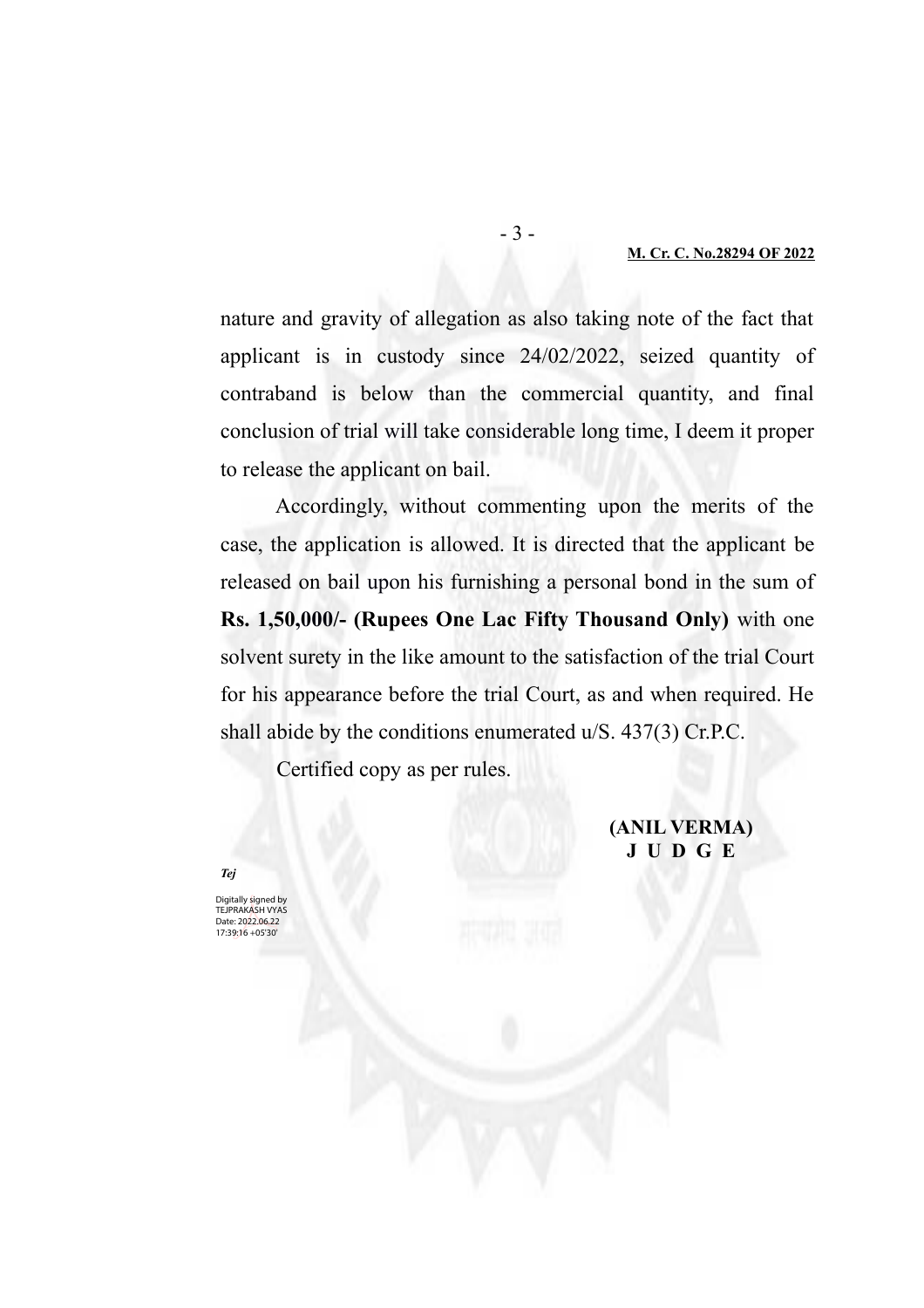nature and gravity of allegation as also taking note of the fact that applicant is in custody since 24/02/2022, seized quantity of contraband is below than the commercial quantity, and final conclusion of trial will take considerable long time, I deem it proper to release the applicant on bail.

Accordingly, without commenting upon the merits of the case, the application is allowed. It is directed that the applicant be released on bail upon his furnishing a personal bond in the sum of **Rs. 1,50,000/- (Rupees One Lac Fifty Thousand Only)** with one solvent surety in the like amount to the satisfaction of the trial Court for his appearance before the trial Court, as and when required. He shall abide by the conditions enumerated u/S. 437(3) Cr.P.C.

Certified copy as per rules.

**(ANIL VERMA)**
**J U D G E**

*Tej*

Digitally signed by TEJPRAKASH VYAS
Date: 2022.06.22 17:39:16 +05'30'